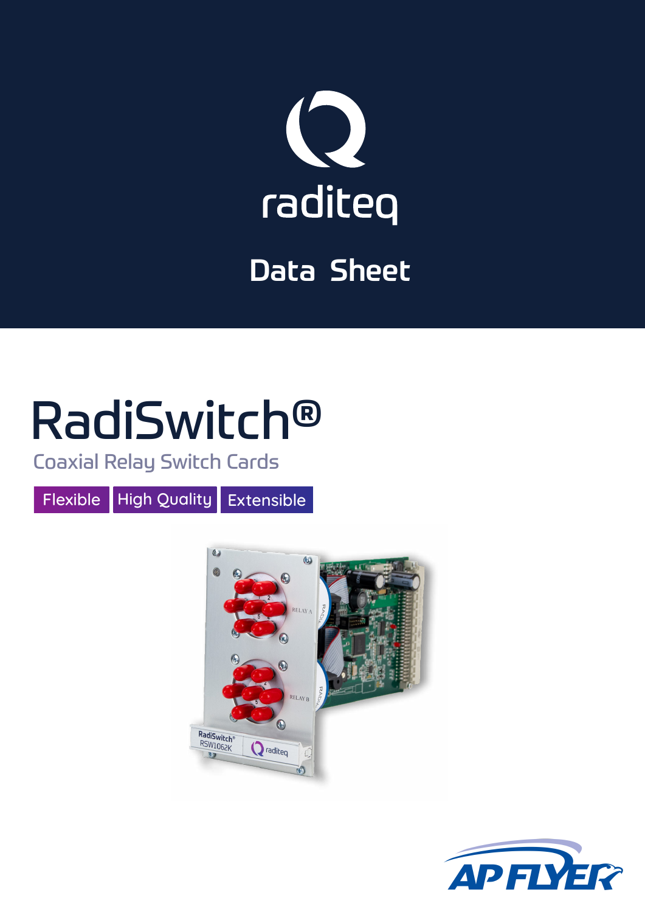raditeq

# Data Sheet

# RadiSwitch®

## Coaxial Relay Switch Cards

Flexible | High Quality | Extensible

AP FLYER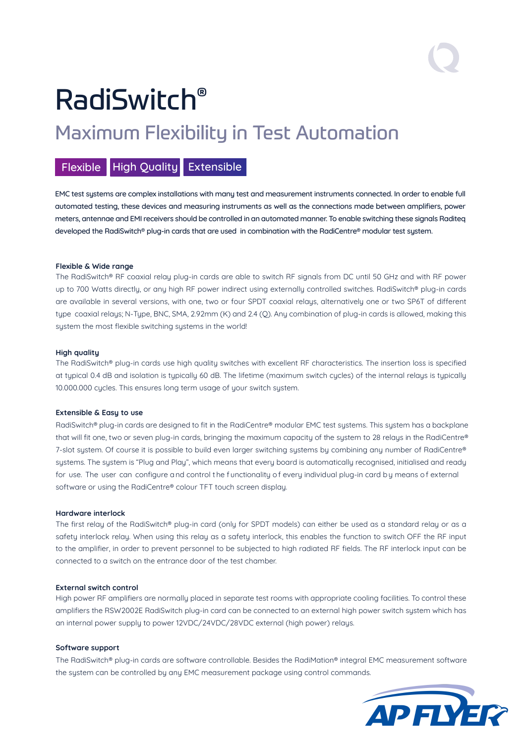# RadiSwitch®

## Maximum Flexibility in Test Automation

Flexible | High Quality | Extensible

**EMC test systems are complex installations with many test and measurement instruments connected. In order to enable full automated testing, these devices and measuring instruments as well as the connections made between amplifiers, power meters, antennae and EMI receivers should be controlled in an automated manner. To enable switching these signals Raditeq developed the RadiSwitch® plug-in cards that are used in combination with the RadiCentre® modular test system.**

#### Flexible & Wide range

The RadiSwitch® RF coaxial relay plug-in cards are able to switch RF signals from DC until 50 GHz and with RF power up to 700 Watts directly, or any high RF power indirect using externally controlled switches. RadiSwitch® plug-in cards are available in several versions, with one, two or four SPDT coaxial relays, alternatively one or two SP6T of different type coaxial relays; N-Type, BNC, SMA, 2.92mm (K) and 2.4 (Q). Any combination of plug-in cards is allowed, making this system the most flexible switching systems in the world!

#### High quality

The RadiSwitch® plug-in cards use high quality switches with excellent RF characteristics. The insertion loss is specified at typical 0.4 dB and isolation is typically 60 dB. The lifetime (maximum switch cycles) of the internal relays is typically 10.000.000 cycles. This ensures long term usage of your switch system.

#### Extensible & Easy to use

RadiSwitch® plug-in cards are designed to fit in the RadiCentre® modular EMC test systems. This system has a backplane that will fit one, two or seven plug-in cards, bringing the maximum capacity of the system to 28 relays in the RadiCentre® 7-slot system. Of course it is possible to build even larger switching systems by combining any number of RadiCentre® systems. The system is "Plug and Play", which means that every board is automatically recognised, initialised and ready for use. The user can configure and control the functionality of every individual plug-in card by means of external software or using the RadiCentre® colour TFT touch screen display.

#### Hardware interlock

The first relay of the RadiSwitch® plug-in card (only for SPDT models) can either be used as a standard relay or as a safety interlock relay. When using this relay as a safety interlock, this enables the function to switch OFF the RF input to the amplifier, in order to prevent personnel to be subjected to high radiated RF fields. The RF interlock input can be connected to a switch on the entrance door of the test chamber.

#### External switch control

High power RF amplifiers are normally placed in separate test rooms with appropriate cooling facilities. To control these amplifiers the RSW2002E RadiSwitch plug-in card can be connected to an external high power switch system which has an internal power supply to power 12VDC/24VDC/28VDC external (high power) relays.

#### Software support

The RadiSwitch® plug-in cards are software controllable. Besides the RadiMation® integral EMC measurement software the system can be controlled by any EMC measurement package using control commands.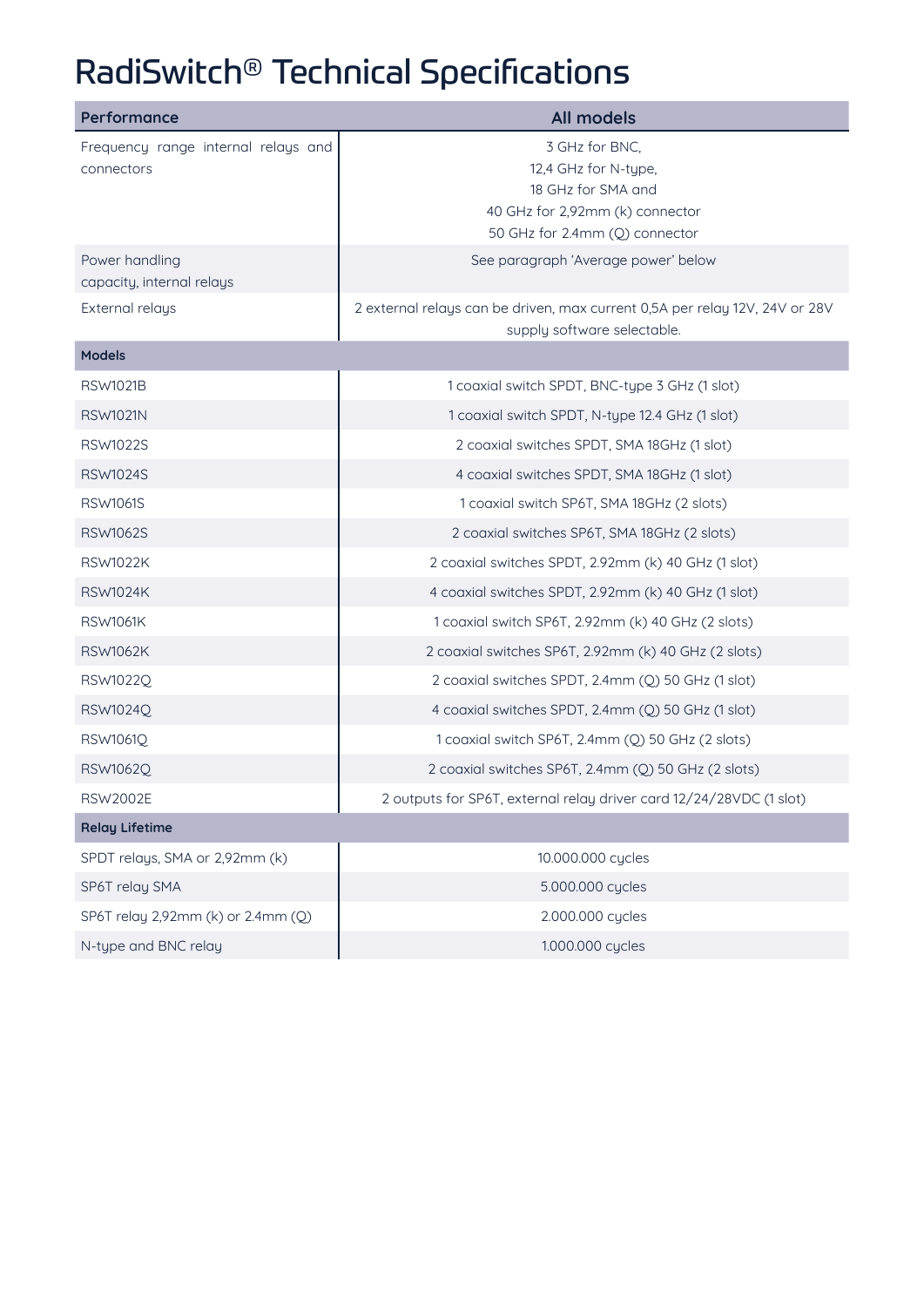# RadiSwitch® Technical Specifications

| Performance | All models |
|---|---|
| Frequency range internal relays and connectors | 3 GHz for BNC,<br>12,4 GHz for N-type,<br>18 GHz for SMA and<br>40 GHz for 2,92mm (k) connector<br>50 GHz for 2.4mm (Q) connector |
| Power handling capacity, internal relays | See paragraph 'Average power' below |
| External relays | 2 external relays can be driven, max current 0,5A per relay 12V, 24V or 28V supply software selectable. |
| **Models** | |
| RSW1021B | 1 coaxial switch SPDT, BNC-type 3 GHz (1 slot) |
| RSW1021N | 1 coaxial switch SPDT, N-type 12.4 GHz (1 slot) |
| RSW1022S | 2 coaxial switches SPDT, SMA 18GHz (1 slot) |
| RSW1024S | 4 coaxial switches SPDT, SMA 18GHz (1 slot) |
| RSW1061S | 1 coaxial switch SP6T, SMA 18GHz (2 slots) |
| RSW1062S | 2 coaxial switches SP6T, SMA 18GHz (2 slots) |
| RSW1022K | 2 coaxial switches SPDT, 2.92mm (k) 40 GHz (1 slot) |
| RSW1024K | 4 coaxial switches SPDT, 2.92mm (k) 40 GHz (1 slot) |
| RSW1061K | 1 coaxial switch SP6T, 2.92mm (k) 40 GHz (2 slots) |
| RSW1062K | 2 coaxial switches SP6T, 2.92mm (k) 40 GHz (2 slots) |
| RSW1022Q | 2 coaxial switches SPDT, 2.4mm (Q) 50 GHz (1 slot) |
| RSW1024Q | 4 coaxial switches SPDT, 2.4mm (Q) 50 GHz (1 slot) |
| RSW1061Q | 1 coaxial switch SP6T, 2.4mm (Q) 50 GHz (2 slots) |
| RSW1062Q | 2 coaxial switches SP6T, 2.4mm (Q) 50 GHz (2 slots) |
| RSW2002E | 2 outputs for SP6T, external relay driver card 12/24/28VDC (1 slot) |
| **Relay Lifetime** | |
| SPDT relays, SMA or 2,92mm (k) | 10.000.000 cycles |
| SP6T relay SMA | 5.000.000 cycles |
| SP6T relay 2,92mm (k) or 2.4mm (Q) | 2.000.000 cycles |
| N-type and BNC relay | 1.000.000 cycles |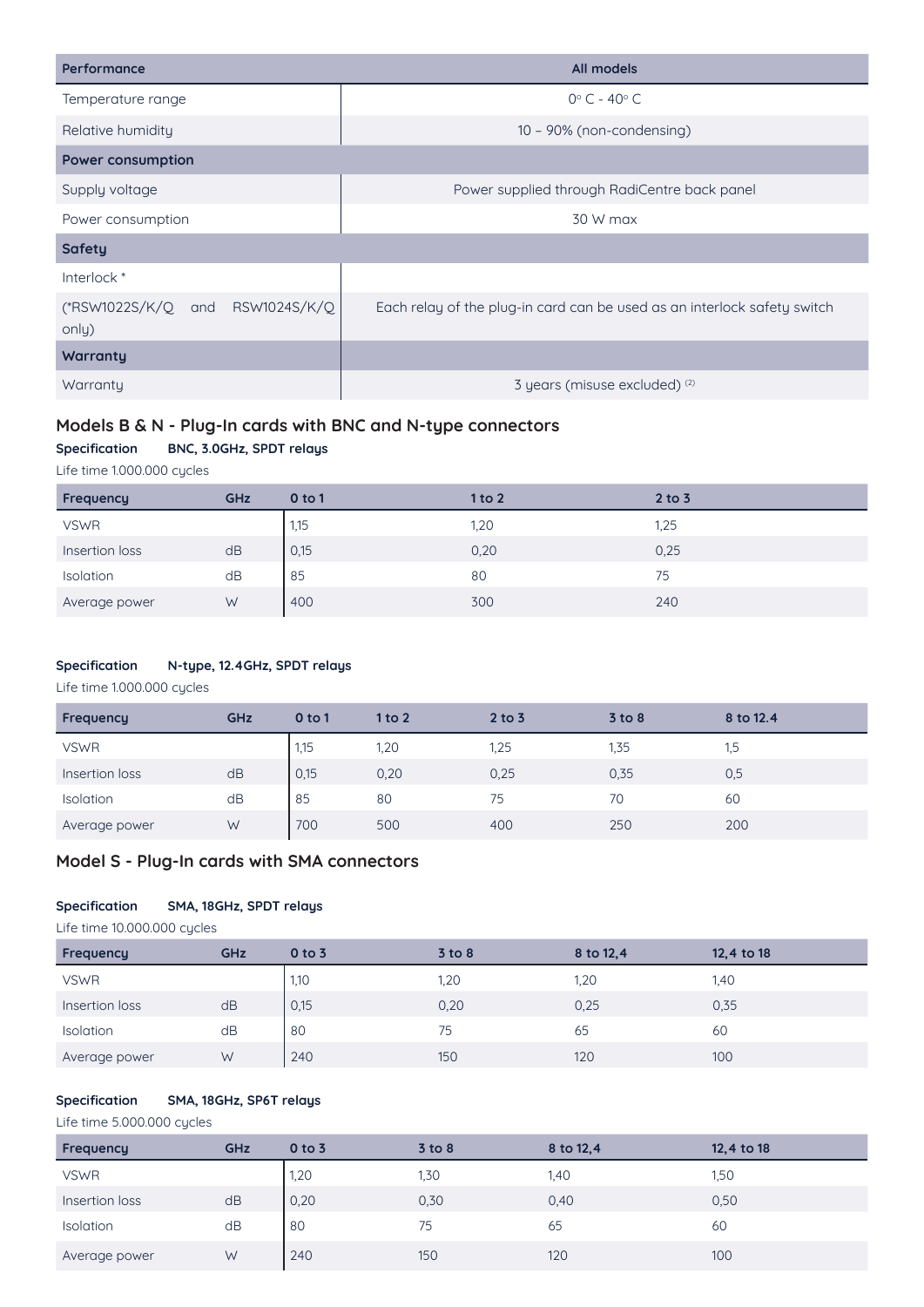| Performance | All models |
| --- | --- |
| Temperature range | 0° C - 40° C |
| Relative humidity | 10 – 90% (non-condensing) |
| **Power consumption** | |
| Supply voltage | Power supplied through RadiCentre back panel |
| Power consumption | 30 W max |
| **Safety** | |
| Interlock * | |
| (*RSW1022S/K/Q and RSW1024S/K/Q only) | Each relay of the plug-in card can be used as an interlock safety switch |
| **Warranty** | |
| Warranty | 3 years (misuse excluded) [(2)] |

## Models B & N - Plug-In cards with BNC and N-type connectors

**Specification BNC, 3.0GHz, SPDT relays**

Life time 1.000.000 cycles

| Frequency | GHz | 0 to 1 | 1 to 2 | 2 to 3 |
| --- | --- | --- | --- | --- |
| VSWR | | 1,15 | 1,20 | 1,25 |
| Insertion loss | dB | 0,15 | 0,20 | 0,25 |
| Isolation | dB | 85 | 80 | 75 |
| Average power | W | 400 | 300 | 240 |

**Specification N-type, 12.4GHz, SPDT relays**

Life time 1.000.000 cycles

| Frequency | GHz | 0 to 1 | 1 to 2 | 2 to 3 | 3 to 8 | 8 to 12.4 |
| --- | --- | --- | --- | --- | --- | --- |
| VSWR | | 1,15 | 1,20 | 1,25 | 1,35 | 1,5 |
| Insertion loss | dB | 0,15 | 0,20 | 0,25 | 0,35 | 0,5 |
| Isolation | dB | 85 | 80 | 75 | 70 | 60 |
| Average power | W | 700 | 500 | 400 | 250 | 200 |

## Model S - Plug-In cards with SMA connectors

**Specification SMA, 18GHz, SPDT relays**

Life time 10.000.000 cycles

| Frequency | GHz | 0 to 3 | 3 to 8 | 8 to 12,4 | 12,4 to 18 |
| --- | --- | --- | --- | --- | --- |
| VSWR | | 1,10 | 1,20 | 1,20 | 1,40 |
| Insertion loss | dB | 0,15 | 0,20 | 0,25 | 0,35 |
| Isolation | dB | 80 | 75 | 65 | 60 |
| Average power | W | 240 | 150 | 120 | 100 |

**Specification SMA, 18GHz, SP6T relays**

Life time 5.000.000 cycles

| Frequency | GHz | 0 to 3 | 3 to 8 | 8 to 12,4 | 12,4 to 18 |
| --- | --- | --- | --- | --- | --- |
| VSWR | | 1,20 | 1,30 | 1,40 | 1,50 |
| Insertion loss | dB | 0,20 | 0,30 | 0,40 | 0,50 |
| Isolation | dB | 80 | 75 | 65 | 60 |
| Average power | W | 240 | 150 | 120 | 100 |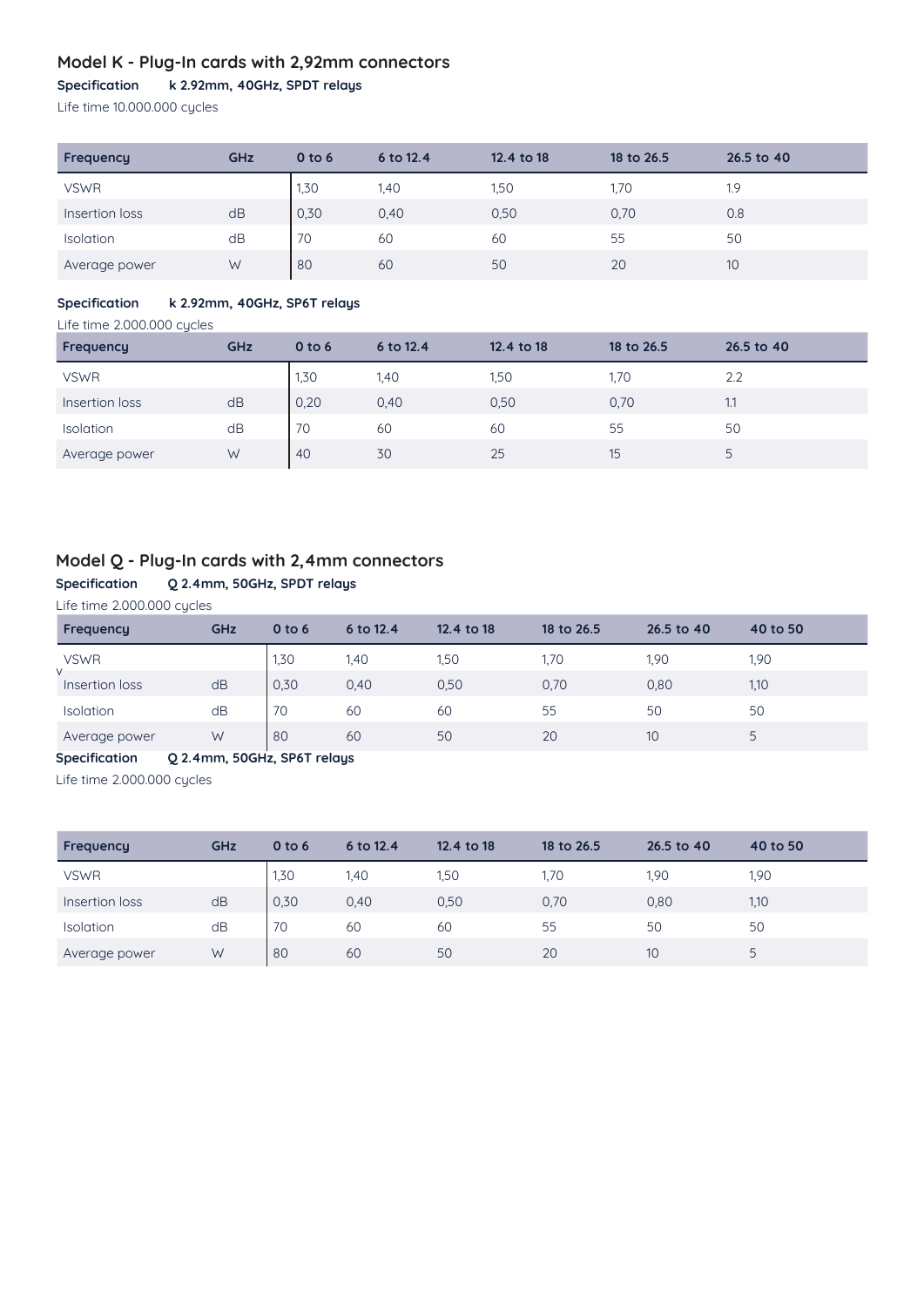## Model K - Plug-In cards with 2,92mm connectors

**Specification** **k 2.92mm, 40GHz, SPDT relays**

Life time 10.000.000 cycles

| Frequency | GHz | 0 to 6 | 6 to 12.4 | 12.4 to 18 | 18 to 26.5 | 26.5 to 40 |
|---|---|---|---|---|---|---|
| VSWR | | 1,30 | 1,40 | 1,50 | 1,70 | 1.9 |
| Insertion loss | dB | 0,30 | 0,40 | 0,50 | 0,70 | 0.8 |
| Isolation | dB | 70 | 60 | 60 | 55 | 50 |
| Average power | W | 80 | 60 | 50 | 20 | 10 |

**Specification** **k 2.92mm, 40GHz, SP6T relays**

Life time 2.000.000 cycles

| Frequency | GHz | 0 to 6 | 6 to 12.4 | 12.4 to 18 | 18 to 26.5 | 26.5 to 40 |
|---|---|---|---|---|---|---|
| VSWR | | 1,30 | 1,40 | 1,50 | 1,70 | 2.2 |
| Insertion loss | dB | 0,20 | 0,40 | 0,50 | 0,70 | 1.1 |
| Isolation | dB | 70 | 60 | 60 | 55 | 50 |
| Average power | W | 40 | 30 | 25 | 15 | 5 |

## Model Q - Plug-In cards with 2,4mm connectors

**Specification** **Q 2.4mm, 50GHz, SPDT relays**

Life time 2.000.000 cycles

| Frequency | GHz | 0 to 6 | 6 to 12.4 | 12.4 to 18 | 18 to 26.5 | 26.5 to 40 | 40 to 50 |
|---|---|---|---|---|---|---|---|
| VSWR | | 1,30 | 1,40 | 1,50 | 1,70 | 1,90 | 1,90 |
| Insertion loss | dB | 0,30 | 0,40 | 0,50 | 0,70 | 0,80 | 1,10 |
| Isolation | dB | 70 | 60 | 60 | 55 | 50 | 50 |
| Average power | W | 80 | 60 | 50 | 20 | 10 | 5 |

**Specification** **Q 2.4mm, 50GHz, SP6T relays**

Life time 2.000.000 cycles

| Frequency | GHz | 0 to 6 | 6 to 12.4 | 12.4 to 18 | 18 to 26.5 | 26.5 to 40 | 40 to 50 |
|---|---|---|---|---|---|---|---|
| VSWR | | 1,30 | 1,40 | 1,50 | 1,70 | 1,90 | 1,90 |
| Insertion loss | dB | 0,30 | 0,40 | 0,50 | 0,70 | 0,80 | 1,10 |
| Isolation | dB | 70 | 60 | 60 | 55 | 50 | 50 |
| Average power | W | 80 | 60 | 50 | 20 | 10 | 5 |